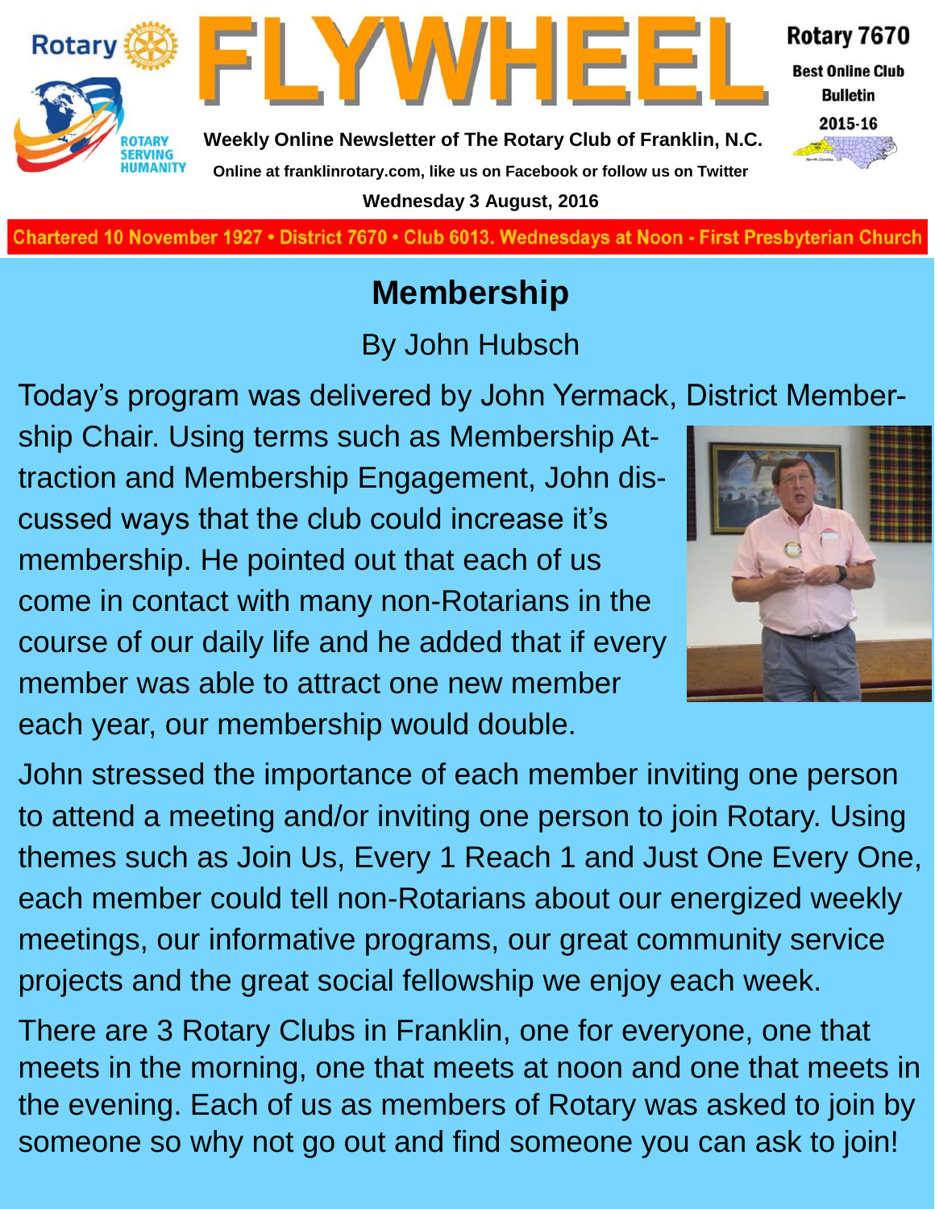# FLYWHEEL

**Rotary 7670**
**Best Online Club Bulletin**
**2015-16**

**Weekly Online Newsletter of The Rotary Club of Franklin, N.C.**

**Online at franklinrotary.com, like us on Facebook or follow us on Twitter**

**Wednesday 3 August, 2016**

**Chartered 10 November 1927 • District 7670 • Club 6013. Wednesdays at Noon - First Presbyterian Church**

## Membership

By John Hubsch

Today's program was delivered by John Yermack, District Membership Chair. Using terms such as Membership Attraction and Membership Engagement, John discussed ways that the club could increase it's membership. He pointed out that each of us come in contact with many non-Rotarians in the course of our daily life and he added that if every member was able to attract one new member each year, our membership would double.

John stressed the importance of each member inviting one person to attend a meeting and/or inviting one person to join Rotary. Using themes such as Join Us, Every 1 Reach 1 and Just One Every One, each member could tell non-Rotarians about our energized weekly meetings, our informative programs, our great community service projects and the great social fellowship we enjoy each week.

There are 3 Rotary Clubs in Franklin, one for everyone, one that meets in the morning, one that meets at noon and one that meets in the evening. Each of us as members of Rotary was asked to join by someone so why not go out and find someone you can ask to join!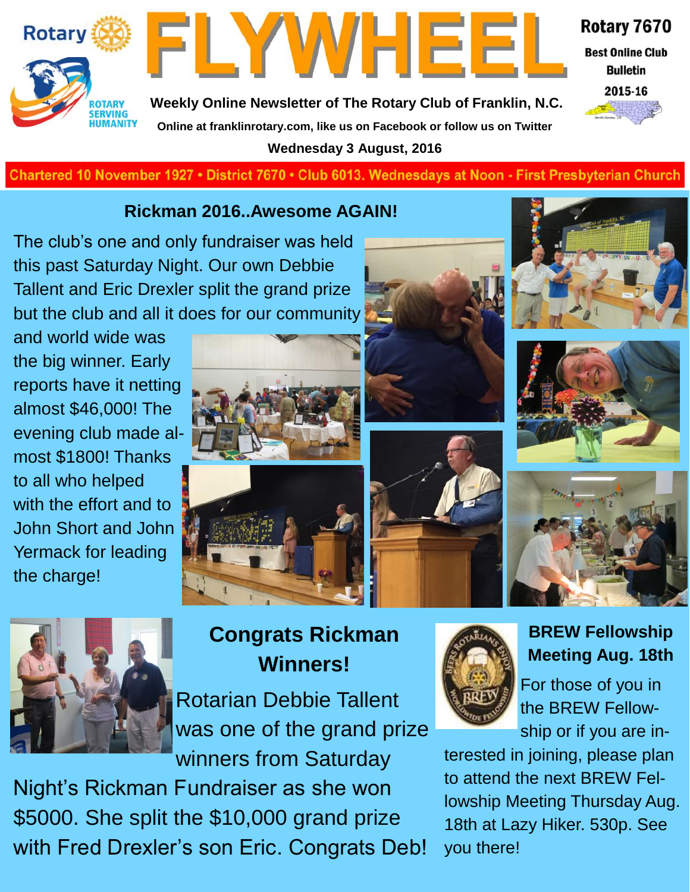# FLYWHEEL

Rotary 7670

Best Online Club Bulletin 2015-16

**Weekly Online Newsletter of The Rotary Club of Franklin, N.C.**

**Online at franklinrotary.com, like us on Facebook or follow us on Twitter**

**Wednesday 3 August, 2016**

**Chartered 10 November 1927 • District 7670 • Club 6013. Wednesdays at Noon - First Presbyterian Church**

## Rickman 2016..Awesome AGAIN!

The club's one and only fundraiser was held this past Saturday Night. Our own Debbie Tallent and Eric Drexler split the grand prize but the club and all it does for our community and world wide was the big winner. Early reports have it netting almost $46,000! The evening club made almost $1800! Thanks to all who helped with the effort and to John Short and John Yermack for leading the charge!

## Congrats Rickman Winners!

Rotarian Debbie Tallent was one of the grand prize winners from Saturday Night's Rickman Fundraiser as she won $5000. She split the $10,000 grand prize with Fred Drexler's son Eric. Congrats Deb!

## BREW Fellowship Meeting Aug. 18th

For those of you in the BREW Fellowship or if you are interested in joining, please plan to attend the next BREW Fellowship Meeting Thursday Aug. 18th at Lazy Hiker. 530p. See you there!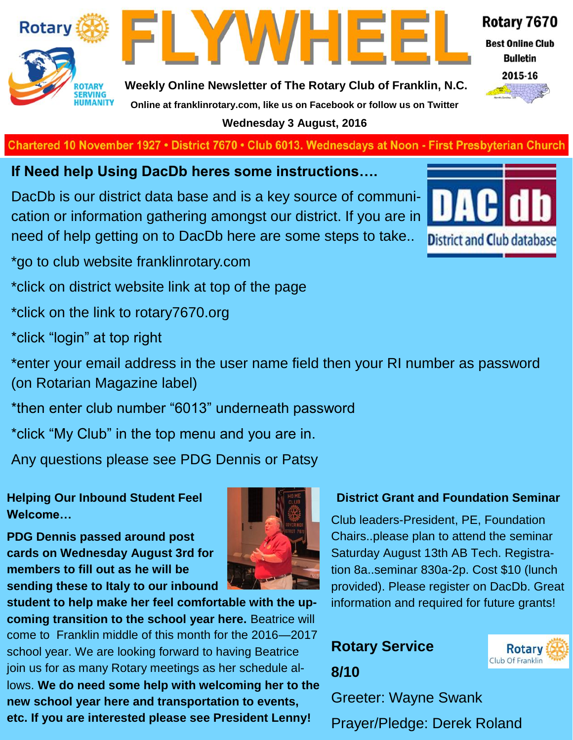# FLYWHEEL

Rotary 7670

Best Online Club Bulletin 2015-16

Weekly Online Newsletter of The Rotary Club of Franklin, N.C.

Online at franklinrotary.com, like us on Facebook or follow us on Twitter

Wednesday 3 August, 2016

Chartered 10 November 1927 • District 7670 • Club 6013. Wednesdays at Noon - First Presbyterian Church

## If Need help Using DacDb heres some instructions….

DacDb is our district data base and is a key source of communication or information gathering amongst our district. If you are in need of help getting on to DacDb here are some steps to take..

*go to club website franklinrotary.com

*click on district website link at top of the page

*click on the link to rotary7670.org

*click "login" at top right

*enter your email address in the user name field then your RI number as password (on Rotarian Magazine label)

*then enter club number "6013" underneath password

*click "My Club" in the top menu and you are in.

Any questions please see PDG Dennis or Patsy

### Helping Our Inbound Student Feel Welcome…

**PDG Dennis passed around post cards on Wednesday August 3rd for members to fill out as he will be sending these to Italy to our inbound student to help make her feel comfortable with the upcoming transition to the school year here.** Beatrice will come to Franklin middle of this month for the 2016—2017 school year. We are looking forward to having Beatrice join us for as many Rotary meetings as her schedule allows. **We do need some help with welcoming her to the new school year here and transportation to events, etc. If you are interested please see President Lenny!**

### District Grant and Foundation Seminar

Club leaders-President, PE, Foundation Chairs..please plan to attend the seminar Saturday August 13th AB Tech. Registration 8a..seminar 830a-2p. Cost $10 (lunch provided). Please register on DacDb. Great information and required for future grants!

### Rotary Service

**8/10**

Greeter: Wayne Swank

Prayer/Pledge: Derek Roland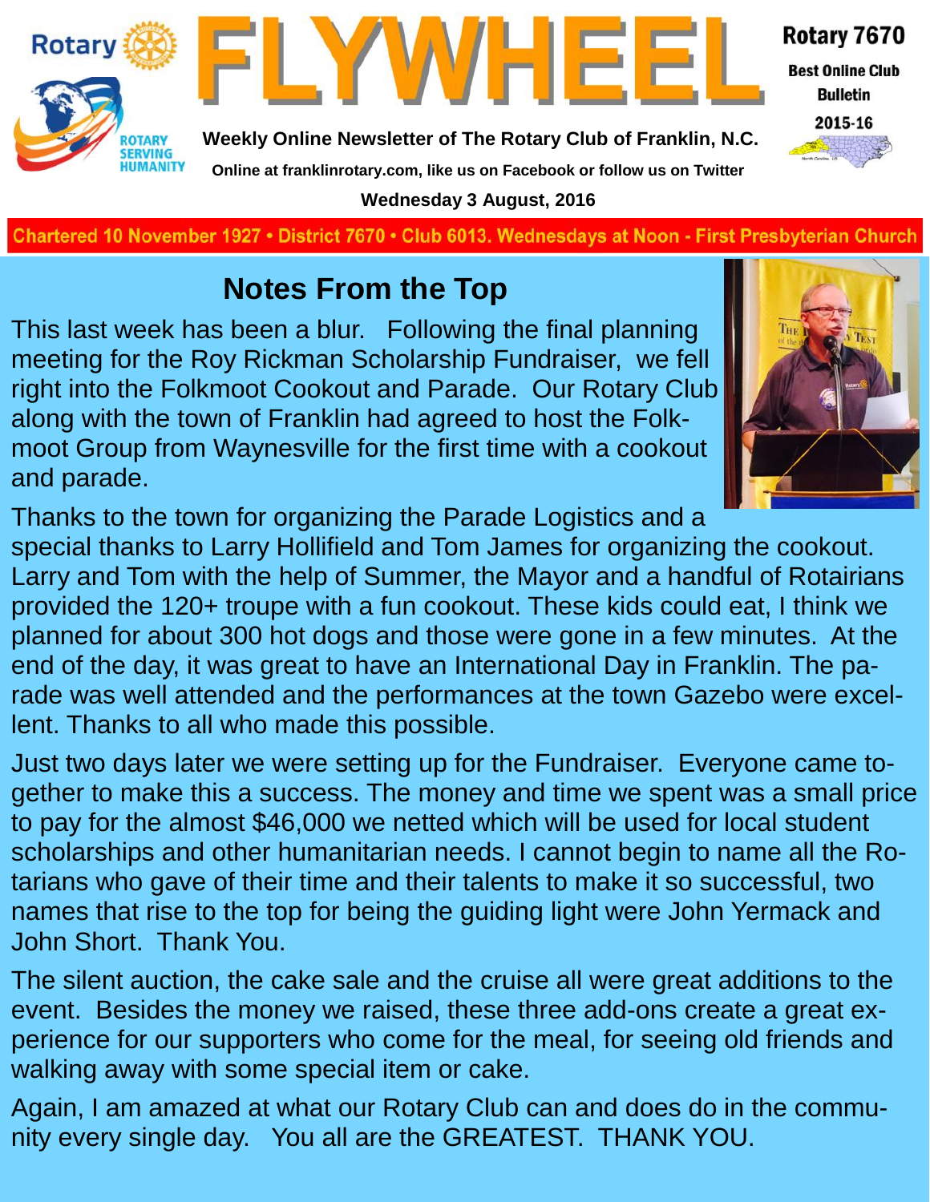# FLYWHEEL

Rotary 7670
Best Online Club Bulletin
2015-16

**Weekly Online Newsletter of The Rotary Club of Franklin, N.C.**

**Online at franklinrotary.com, like us on Facebook or follow us on Twitter**

**Wednesday 3 August, 2016**

**Chartered 10 November 1927 • District 7670 • Club 6013. Wednesdays at Noon - First Presbyterian Church**

## Notes From the Top

This last week has been a blur. Following the final planning meeting for the Roy Rickman Scholarship Fundraiser, we fell right into the Folkmoot Cookout and Parade. Our Rotary Club along with the town of Franklin had agreed to host the Folkmoot Group from Waynesville for the first time with a cookout and parade.

Thanks to the town for organizing the Parade Logistics and a special thanks to Larry Hollifield and Tom James for organizing the cookout. Larry and Tom with the help of Summer, the Mayor and a handful of Rotairians provided the 120+ troupe with a fun cookout. These kids could eat, I think we planned for about 300 hot dogs and those were gone in a few minutes. At the end of the day, it was great to have an International Day in Franklin. The parade was well attended and the performances at the town Gazebo were excellent. Thanks to all who made this possible.

Just two days later we were setting up for the Fundraiser. Everyone came together to make this a success. The money and time we spent was a small price to pay for the almost $46,000 we netted which will be used for local student scholarships and other humanitarian needs. I cannot begin to name all the Rotarians who gave of their time and their talents to make it so successful, two names that rise to the top for being the guiding light were John Yermack and John Short. Thank You.

The silent auction, the cake sale and the cruise all were great additions to the event. Besides the money we raised, these three add-ons create a great experience for our supporters who come for the meal, for seeing old friends and walking away with some special item or cake.

Again, I am amazed at what our Rotary Club can and does do in the community every single day. You all are the GREATEST. THANK YOU.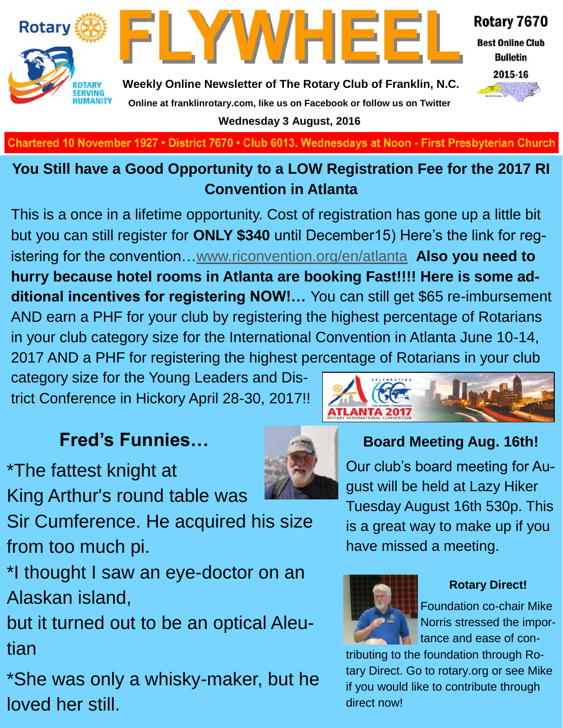# FLYWHEEL

Rotary 7670

Best Online Club Bulletin

2015-16

**Weekly Online Newsletter of The Rotary Club of Franklin, N.C.**

**Online at franklinrotary.com, like us on Facebook or follow us on Twitter**

**Wednesday 3 August, 2016**

Chartered 10 November 1927 • District 7670 • Club 6013. Wednesdays at Noon - First Presbyterian Church

## You Still have a Good Opportunity to a LOW Registration Fee for the 2017 RI Convention in Atlanta

This is a once in a lifetime opportunity. Cost of registration has gone up a little bit but you can still register for **ONLY $340** until December15) Here's the link for registering for the convention…www.riconvention.org/en/atlanta **Also you need to hurry because hotel rooms in Atlanta are booking Fast!!!! Here is some additional incentives for registering NOW!…** You can still get $65 re-imbursement AND earn a PHF for your club by registering the highest percentage of Rotarians in your club category size for the International Convention in Atlanta June 10-14, 2017 AND a PHF for registering the highest percentage of Rotarians in your club category size for the Young Leaders and District Conference in Hickory April 28-30, 2017!!

## Fred's Funnies…

*The fattest knight at King Arthur's round table was Sir Cumference. He acquired his size from too much pi.

*I thought I saw an eye-doctor on an Alaskan island, but it turned out to be an optical Aleutian

*She was only a whisky-maker, but he loved her still.

## Board Meeting Aug. 16th!

Our club's board meeting for August will be held at Lazy Hiker Tuesday August 16th 530p. This is a great way to make up if you have missed a meeting.

### Rotary Direct!

Foundation co-chair Mike Norris stressed the importance and ease of contributing to the foundation through Rotary Direct. Go to rotary.org or see Mike if you would like to contribute through direct now!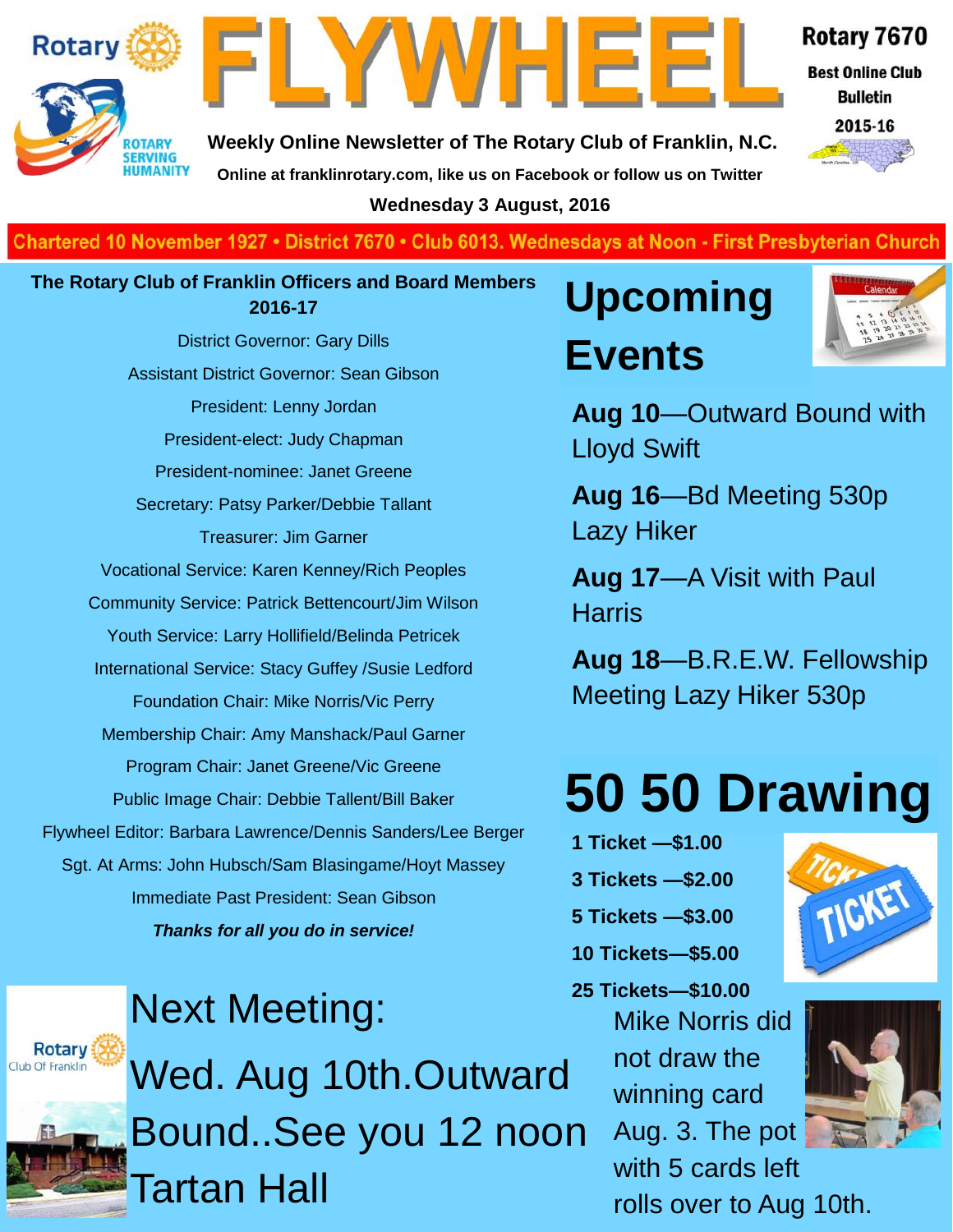# FLYWHEEL

Rotary 7670

Best Online Club Bulletin

2015-16

ROTARY SERVING HUMANITY

**Weekly Online Newsletter of The Rotary Club of Franklin, N.C.**

**Online at franklinrotary.com, like us on Facebook or follow us on Twitter**

**Wednesday 3 August, 2016**

Chartered 10 November 1927 • District 7670 • Club 6013. Wednesdays at Noon - First Presbyterian Church

**The Rotary Club of Franklin Officers and Board Members 2016-17**

District Governor: Gary Dills

Assistant District Governor: Sean Gibson

President: Lenny Jordan

President-elect: Judy Chapman

President-nominee: Janet Greene

Secretary: Patsy Parker/Debbie Tallant

Treasurer: Jim Garner

Vocational Service: Karen Kenney/Rich Peoples

Community Service: Patrick Bettencourt/Jim Wilson

Youth Service: Larry Hollifield/Belinda Petricek

International Service: Stacy Guffey /Susie Ledford

Foundation Chair: Mike Norris/Vic Perry

Membership Chair: Amy Manshack/Paul Garner

Program Chair: Janet Greene/Vic Greene

Public Image Chair: Debbie Tallent/Bill Baker

Flywheel Editor: Barbara Lawrence/Dennis Sanders/Lee Berger

Sgt. At Arms: John Hubsch/Sam Blasingame/Hoyt Massey

Immediate Past President: Sean Gibson

***Thanks for all you do in service!***

## Upcoming Events

**Aug 10**—Outward Bound with Lloyd Swift

**Aug 16**—Bd Meeting 530p Lazy Hiker

**Aug 17**—A Visit with Paul Harris

**Aug 18**—B.R.E.W. Fellowship Meeting Lazy Hiker 530p

## 50 50 Drawing

**1 Ticket —$1.00**

**3 Tickets —$2.00**

**5 Tickets —$3.00**

**10 Tickets—$5.00**

**25 Tickets—$10.00**

Mike Norris did not draw the winning card Aug. 3. The pot with 5 cards left rolls over to Aug 10th.

## Next Meeting:

Wed. Aug 10th.Outward Bound..See you 12 noon Tartan Hall